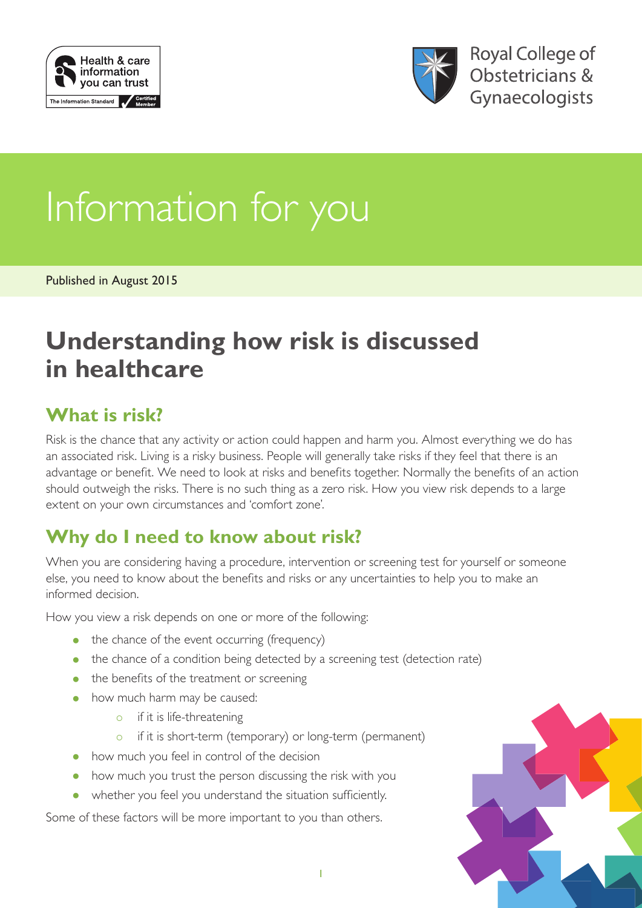Health & care information you can trust

The Information Standard Certified Member

Royal College of Obstetricians & Gynaecologists

# Information for you

Published in August 2015

# Understanding how risk is discussed in healthcare

## What is risk?

Risk is the chance that any activity or action could happen and harm you. Almost everything we do has an associated risk. Living is a risky business. People will generally take risks if they feel that there is an advantage or benefit. We need to look at risks and benefits together. Normally the benefits of an action should outweigh the risks. There is no such thing as a zero risk. How you view risk depends to a large extent on your own circumstances and 'comfort zone'.

## Why do I need to know about risk?

When you are considering having a procedure, intervention or screening test for yourself or someone else, you need to know about the benefits and risks or any uncertainties to help you to make an informed decision.

How you view a risk depends on one or more of the following:

- the chance of the event occurring (frequency)
- the chance of a condition being detected by a screening test (detection rate)
- the benefits of the treatment or screening
- how much harm may be caused:
  - if it is life-threatening
  - if it is short-term (temporary) or long-term (permanent)
- how much you feel in control of the decision
- how much you trust the person discussing the risk with you
- whether you feel you understand the situation sufficiently.

Some of these factors will be more important to you than others.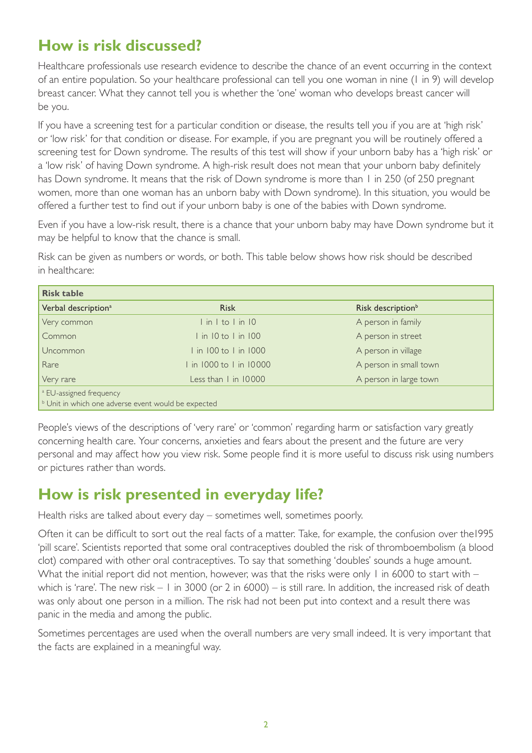## How is risk discussed?

Healthcare professionals use research evidence to describe the chance of an event occurring in the context of an entire population. So your healthcare professional can tell you one woman in nine (1 in 9) will develop breast cancer. What they cannot tell you is whether the 'one' woman who develops breast cancer will be you.

If you have a screening test for a particular condition or disease, the results tell you if you are at 'high risk' or 'low risk' for that condition or disease. For example, if you are pregnant you will be routinely offered a screening test for Down syndrome. The results of this test will show if your unborn baby has a 'high risk' or a 'low risk' of having Down syndrome. A high-risk result does not mean that your unborn baby definitely has Down syndrome. It means that the risk of Down syndrome is more than 1 in 250 (of 250 pregnant women, more than one woman has an unborn baby with Down syndrome). In this situation, you would be offered a further test to find out if your unborn baby is one of the babies with Down syndrome.

Even if you have a low-risk result, there is a chance that your unborn baby may have Down syndrome but it may be helpful to know that the chance is small.

Risk can be given as numbers or words, or both. This table below shows how risk should be described in healthcare:

**Risk table**

| Verbal description[a] | Risk | Risk description[b] |
|---|---|---|
| Very common | 1 in 1 to 1 in 10 | A person in family |
| Common | 1 in 10 to 1 in 100 | A person in street |
| Uncommon | 1 in 100 to 1 in 1000 | A person in village |
| Rare | 1 in 1000 to 1 in 10000 | A person in small town |
| Very rare | Less than 1 in 10000 | A person in large town |

[a] EU-assigned frequency
[b] Unit in which one adverse event would be expected

People's views of the descriptions of 'very rare' or 'common' regarding harm or satisfaction vary greatly concerning health care. Your concerns, anxieties and fears about the present and the future are very personal and may affect how you view risk. Some people find it is more useful to discuss risk using numbers or pictures rather than words.

## How is risk presented in everyday life?

Health risks are talked about every day – sometimes well, sometimes poorly.

Often it can be difficult to sort out the real facts of a matter. Take, for example, the confusion over the1995 'pill scare'. Scientists reported that some oral contraceptives doubled the risk of thromboembolism (a blood clot) compared with other oral contraceptives. To say that something 'doubles' sounds a huge amount. What the initial report did not mention, however, was that the risks were only 1 in 6000 to start with – which is 'rare'. The new risk – 1 in 3000 (or 2 in 6000) – is still rare. In addition, the increased risk of death was only about one person in a million. The risk had not been put into context and a result there was panic in the media and among the public.

Sometimes percentages are used when the overall numbers are very small indeed. It is very important that the facts are explained in a meaningful way.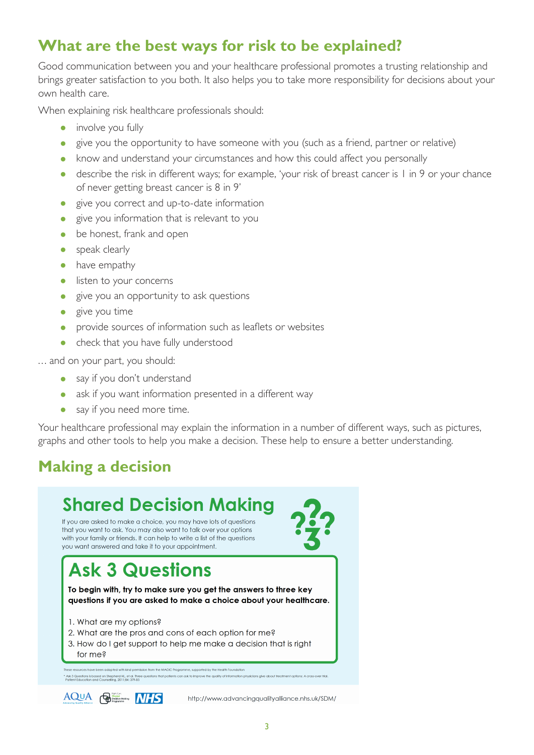## What are the best ways for risk to be explained?

Good communication between you and your healthcare professional promotes a trusting relationship and brings greater satisfaction to you both. It also helps you to take more responsibility for decisions about your own health care.

When explaining risk healthcare professionals should:

- involve you fully
- give you the opportunity to have someone with you (such as a friend, partner or relative)
- know and understand your circumstances and how this could affect you personally
- describe the risk in different ways; for example, 'your risk of breast cancer is 1 in 9 or your chance of never getting breast cancer is 8 in 9'
- give you correct and up-to-date information
- give you information that is relevant to you
- be honest, frank and open
- speak clearly
- have empathy
- listen to your concerns
- give you an opportunity to ask questions
- give you time
- provide sources of information such as leaflets or websites
- check that you have fully understood

… and on your part, you should:

- say if you don't understand
- ask if you want information presented in a different way
- say if you need more time.

Your healthcare professional may explain the information in a number of different ways, such as pictures, graphs and other tools to help you make a decision. These help to ensure a better understanding.

## Making a decision

### Shared Decision Making

If you are asked to make a choice, you may have lots of questions that you want to ask. You may also want to talk over your options with your family or friends. It can help to write a list of the questions you want answered and take it to your appointment.

### Ask 3 Questions

**To begin with, try to make sure you get the answers to three key questions if you are asked to make a choice about your healthcare.**

1. What are my options?
2. What are the pros and cons of each option for me?
3. How do I get support to help me make a decision that is right for me?

These resources have been adapted with kind permission from the MAGIC Programme, supported by the Health Foundation

* Ask 3 Questions is based on Shepherd HL, et al. Three questions that patients can ask to improve the quality of information physicians give about treatment options: A cross-over trial. Patient Education and Counselling, 2011;84: 379-85

AQuA NHS http://www.advancingqualityalliance.nhs.uk/SDM/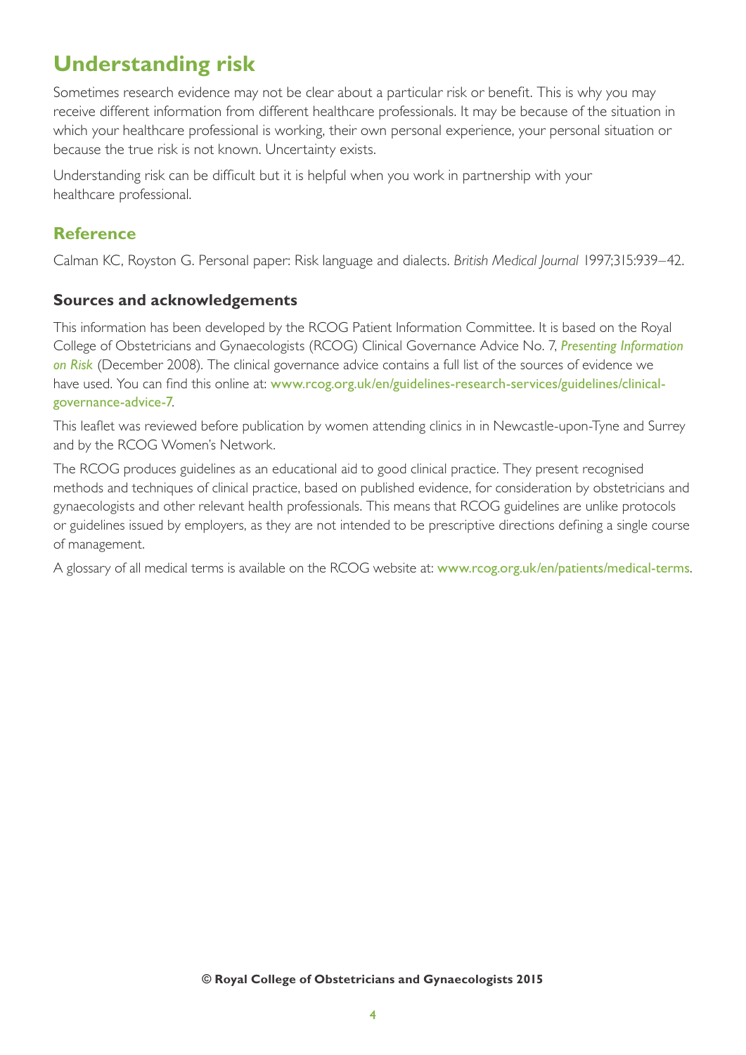## Understanding risk

Sometimes research evidence may not be clear about a particular risk or benefit. This is why you may receive different information from different healthcare professionals. It may be because of the situation in which your healthcare professional is working, their own personal experience, your personal situation or because the true risk is not known. Uncertainty exists.

Understanding risk can be difficult but it is helpful when you work in partnership with your healthcare professional.

## Reference

Calman KC, Royston G. Personal paper: Risk language and dialects. *British Medical Journal* 1997;315:939–42.

### Sources and acknowledgements

This information has been developed by the RCOG Patient Information Committee. It is based on the Royal College of Obstetricians and Gynaecologists (RCOG) Clinical Governance Advice No. 7, *Presenting Information on Risk* (December 2008). The clinical governance advice contains a full list of the sources of evidence we have used. You can find this online at: www.rcog.org.uk/en/guidelines-research-services/guidelines/clinical-governance-advice-7.

This leaflet was reviewed before publication by women attending clinics in in Newcastle-upon-Tyne and Surrey and by the RCOG Women's Network.

The RCOG produces guidelines as an educational aid to good clinical practice. They present recognised methods and techniques of clinical practice, based on published evidence, for consideration by obstetricians and gynaecologists and other relevant health professionals. This means that RCOG guidelines are unlike protocols or guidelines issued by employers, as they are not intended to be prescriptive directions defining a single course of management.

A glossary of all medical terms is available on the RCOG website at: www.rcog.org.uk/en/patients/medical-terms.

**© Royal College of Obstetricians and Gynaecologists 2015**